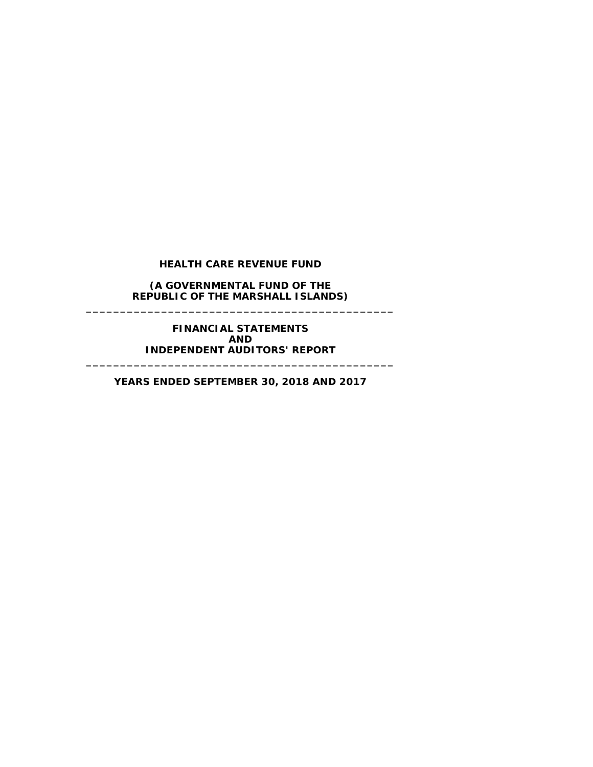# HEALTH CARE REVENUE FUND

## (A GOVERNMENTAL FUND OF THE REPUBLIC OF THE MARSHALL ISLANDS)

---

## FINANCIAL STATEMENTS AND INDEPENDENT AUDITORS' REPORT

---

## YEARS ENDED SEPTEMBER 30, 2018 AND 2017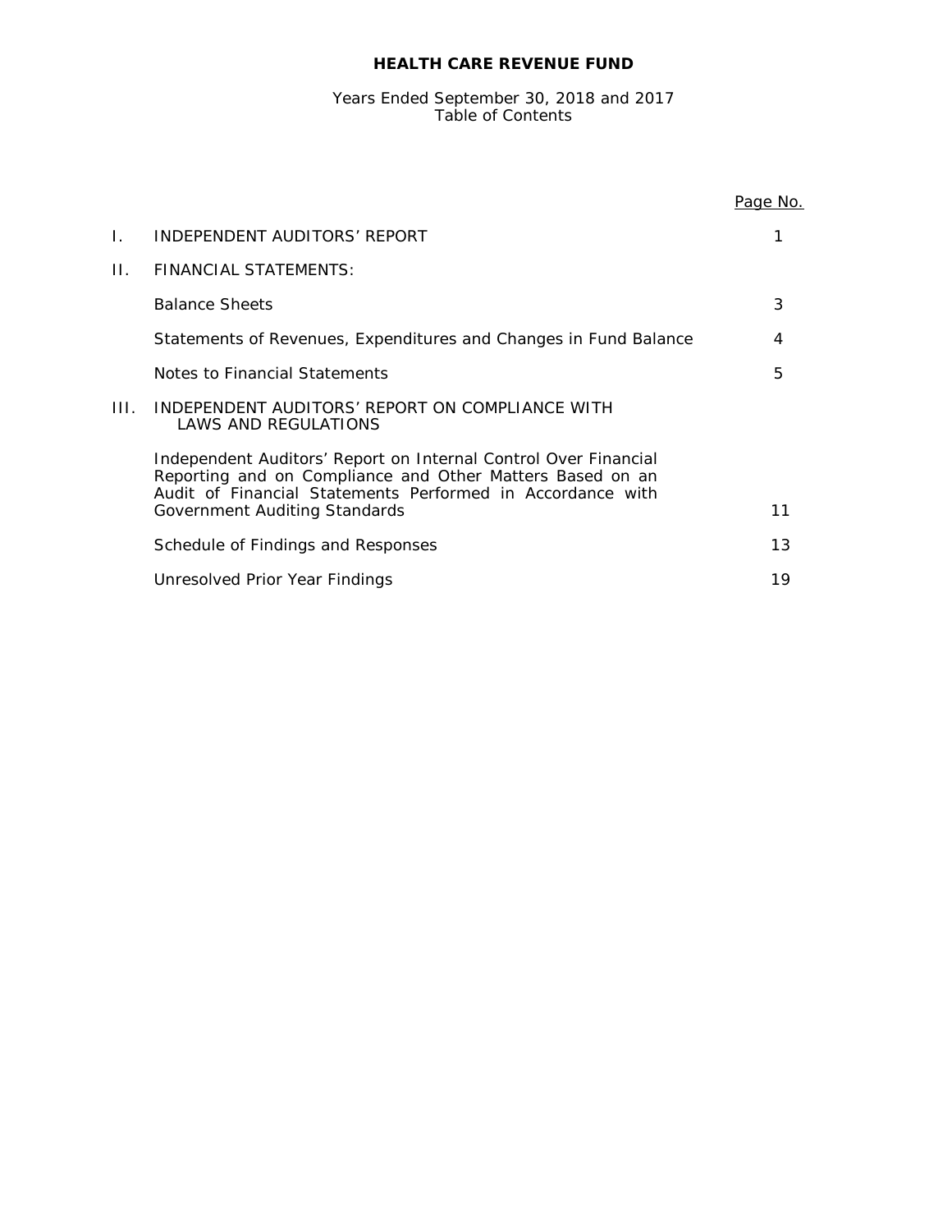# HEALTH CARE REVENUE FUND

Years Ended September 30, 2018 and 2017
Table of Contents

| | | Page No. |
|---|---|---|
| I. | INDEPENDENT AUDITORS' REPORT | 1 |
| II. | FINANCIAL STATEMENTS: | |
| | Balance Sheets | 3 |
| | Statements of Revenues, Expenditures and Changes in Fund Balance | 4 |
| | Notes to Financial Statements | 5 |
| III. | INDEPENDENT AUDITORS' REPORT ON COMPLIANCE WITH LAWS AND REGULATIONS | |
| | Independent Auditors' Report on Internal Control Over Financial Reporting and on Compliance and Other Matters Based on an Audit of Financial Statements Performed in Accordance with Government Auditing Standards | 11 |
| | Schedule of Findings and Responses | 13 |
| | Unresolved Prior Year Findings | 19 |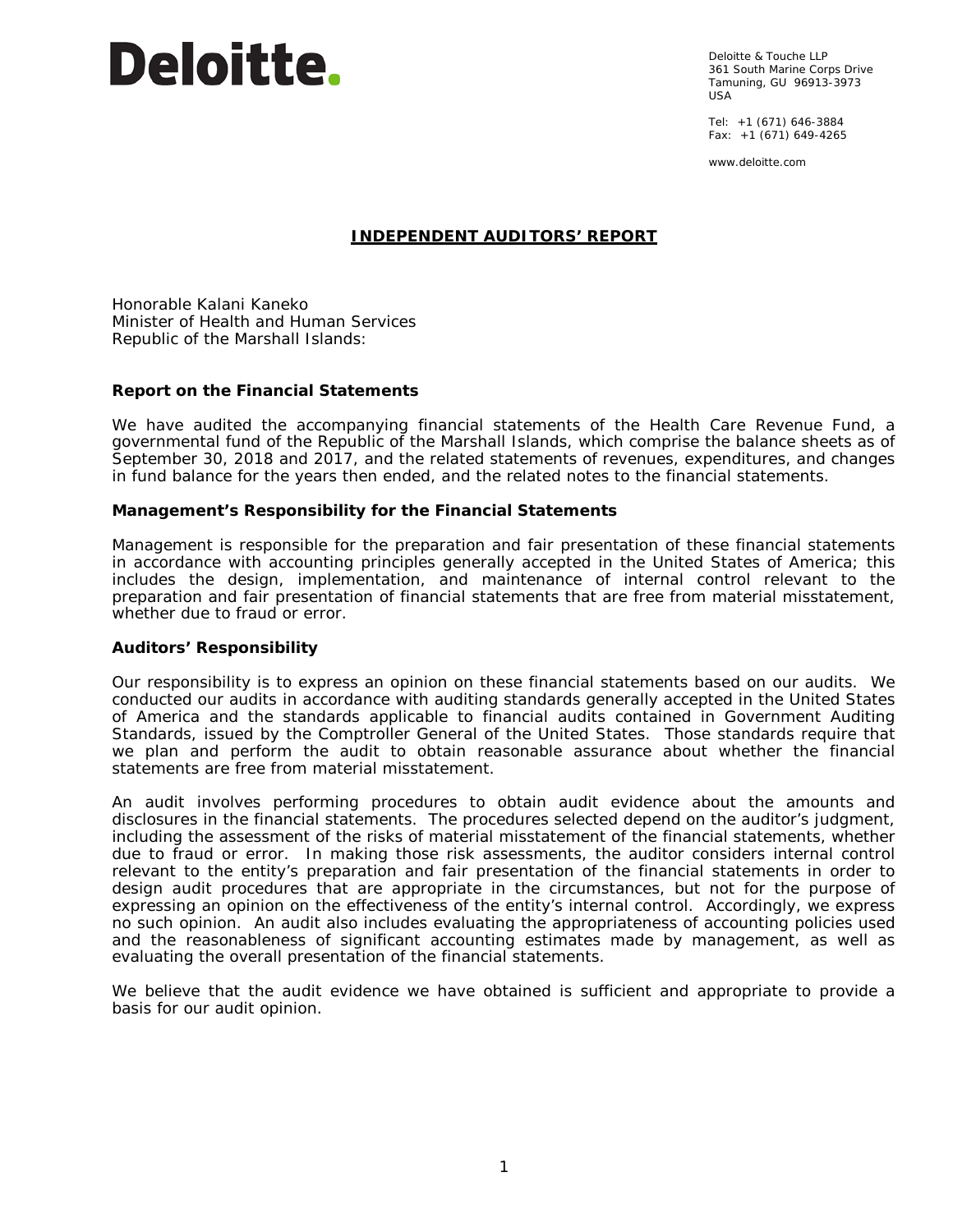# Deloitte.

Deloitte & Touche LLP
361 South Marine Corps Drive
Tamuning, GU 96913-3973
USA

Tel: +1 (671) 646-3884
Fax: +1 (671) 649-4265

www.deloitte.com

## INDEPENDENT AUDITORS' REPORT

Honorable Kalani Kaneko
Minister of Health and Human Services
Republic of the Marshall Islands:

### Report on the Financial Statements

We have audited the accompanying financial statements of the Health Care Revenue Fund, a governmental fund of the Republic of the Marshall Islands, which comprise the balance sheets as of September 30, 2018 and 2017, and the related statements of revenues, expenditures, and changes in fund balance for the years then ended, and the related notes to the financial statements.

### Management's Responsibility for the Financial Statements

Management is responsible for the preparation and fair presentation of these financial statements in accordance with accounting principles generally accepted in the United States of America; this includes the design, implementation, and maintenance of internal control relevant to the preparation and fair presentation of financial statements that are free from material misstatement, whether due to fraud or error.

### Auditors' Responsibility

Our responsibility is to express an opinion on these financial statements based on our audits. We conducted our audits in accordance with auditing standards generally accepted in the United States of America and the standards applicable to financial audits contained in Government Auditing Standards, issued by the Comptroller General of the United States. Those standards require that we plan and perform the audit to obtain reasonable assurance about whether the financial statements are free from material misstatement.

An audit involves performing procedures to obtain audit evidence about the amounts and disclosures in the financial statements. The procedures selected depend on the auditor's judgment, including the assessment of the risks of material misstatement of the financial statements, whether due to fraud or error. In making those risk assessments, the auditor considers internal control relevant to the entity's preparation and fair presentation of the financial statements in order to design audit procedures that are appropriate in the circumstances, but not for the purpose of expressing an opinion on the effectiveness of the entity's internal control. Accordingly, we express no such opinion. An audit also includes evaluating the appropriateness of accounting policies used and the reasonableness of significant accounting estimates made by management, as well as evaluating the overall presentation of the financial statements.

We believe that the audit evidence we have obtained is sufficient and appropriate to provide a basis for our audit opinion.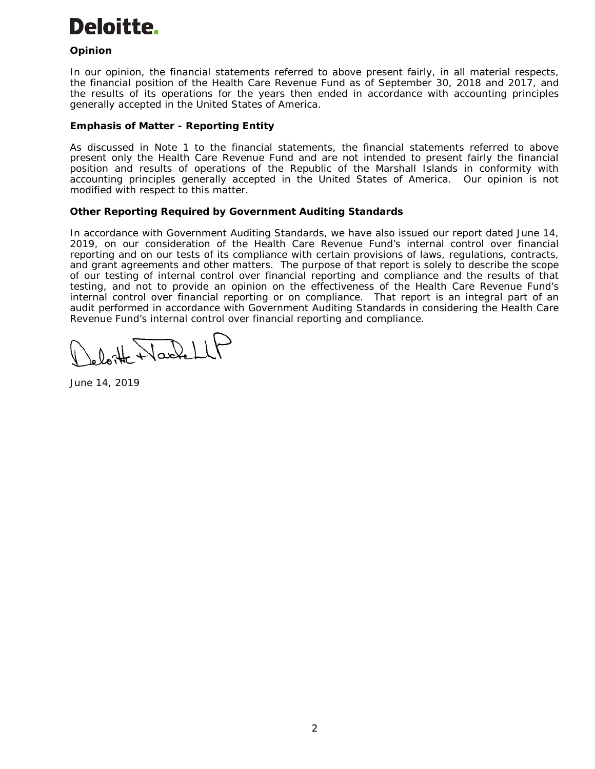**Deloitte.**

**Opinion**

In our opinion, the financial statements referred to above present fairly, in all material respects, the financial position of the Health Care Revenue Fund as of September 30, 2018 and 2017, and the results of its operations for the years then ended in accordance with accounting principles generally accepted in the United States of America.

**Emphasis of Matter - Reporting Entity**

As discussed in Note 1 to the financial statements, the financial statements referred to above present only the Health Care Revenue Fund and are not intended to present fairly the financial position and results of operations of the Republic of the Marshall Islands in conformity with accounting principles generally accepted in the United States of America. Our opinion is not modified with respect to this matter.

**Other Reporting Required by Government Auditing Standards**

In accordance with Government Auditing Standards, we have also issued our report dated June 14, 2019, on our consideration of the Health Care Revenue Fund's internal control over financial reporting and on our tests of its compliance with certain provisions of laws, regulations, contracts, and grant agreements and other matters. The purpose of that report is solely to describe the scope of our testing of internal control over financial reporting and compliance and the results of that testing, and not to provide an opinion on the effectiveness of the Health Care Revenue Fund's internal control over financial reporting or on compliance. That report is an integral part of an audit performed in accordance with Government Auditing Standards in considering the Health Care Revenue Fund's internal control over financial reporting and compliance.

Deloitte + Touche LLP

June 14, 2019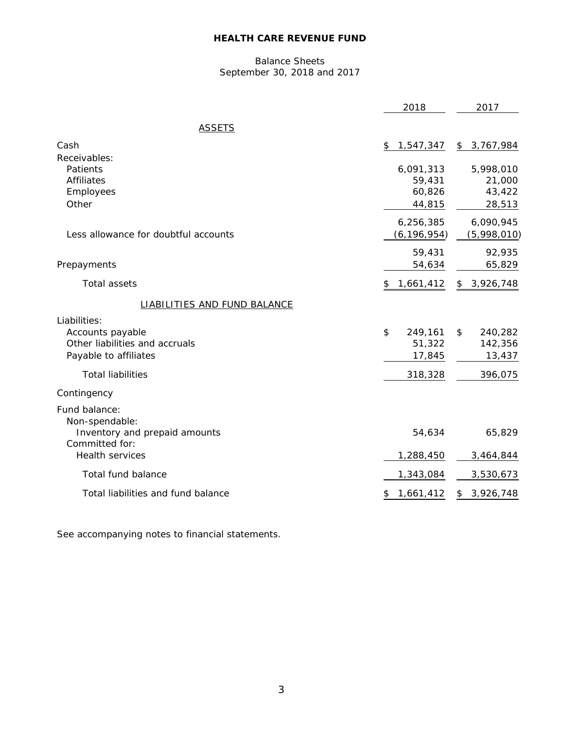# HEALTH CARE REVENUE FUND

Balance Sheets
September 30, 2018 and 2017

| | 2018 | 2017 |
|---|---|---|
| **ASSETS** | | |
| Cash | $ 1,547,347 | $ 3,767,984 |
| Receivables: | | |
| Patients | 6,091,313 | 5,998,010 |
| Affiliates | 59,431 | 21,000 |
| Employees | 60,826 | 43,422 |
| Other | 44,815 | 28,513 |
| | 6,256,385 | 6,090,945 |
| Less allowance for doubtful accounts | (6,196,954) | (5,998,010) |
| | 59,431 | 92,935 |
| Prepayments | 54,634 | 65,829 |
| Total assets | $ 1,661,412 | $ 3,926,748 |
| **LIABILITIES AND FUND BALANCE** | | |
| Liabilities: | | |
| Accounts payable | $ 249,161 | $ 240,282 |
| Other liabilities and accruals | 51,322 | 142,356 |
| Payable to affiliates | 17,845 | 13,437 |
| Total liabilities | 318,328 | 396,075 |
| Contingency | | |
| Fund balance: | | |
| Non-spendable: | | |
| Inventory and prepaid amounts | 54,634 | 65,829 |
| Committed for: | | |
| Health services | 1,288,450 | 3,464,844 |
| Total fund balance | 1,343,084 | 3,530,673 |
| Total liabilities and fund balance | $ 1,661,412 | $ 3,926,748 |

See accompanying notes to financial statements.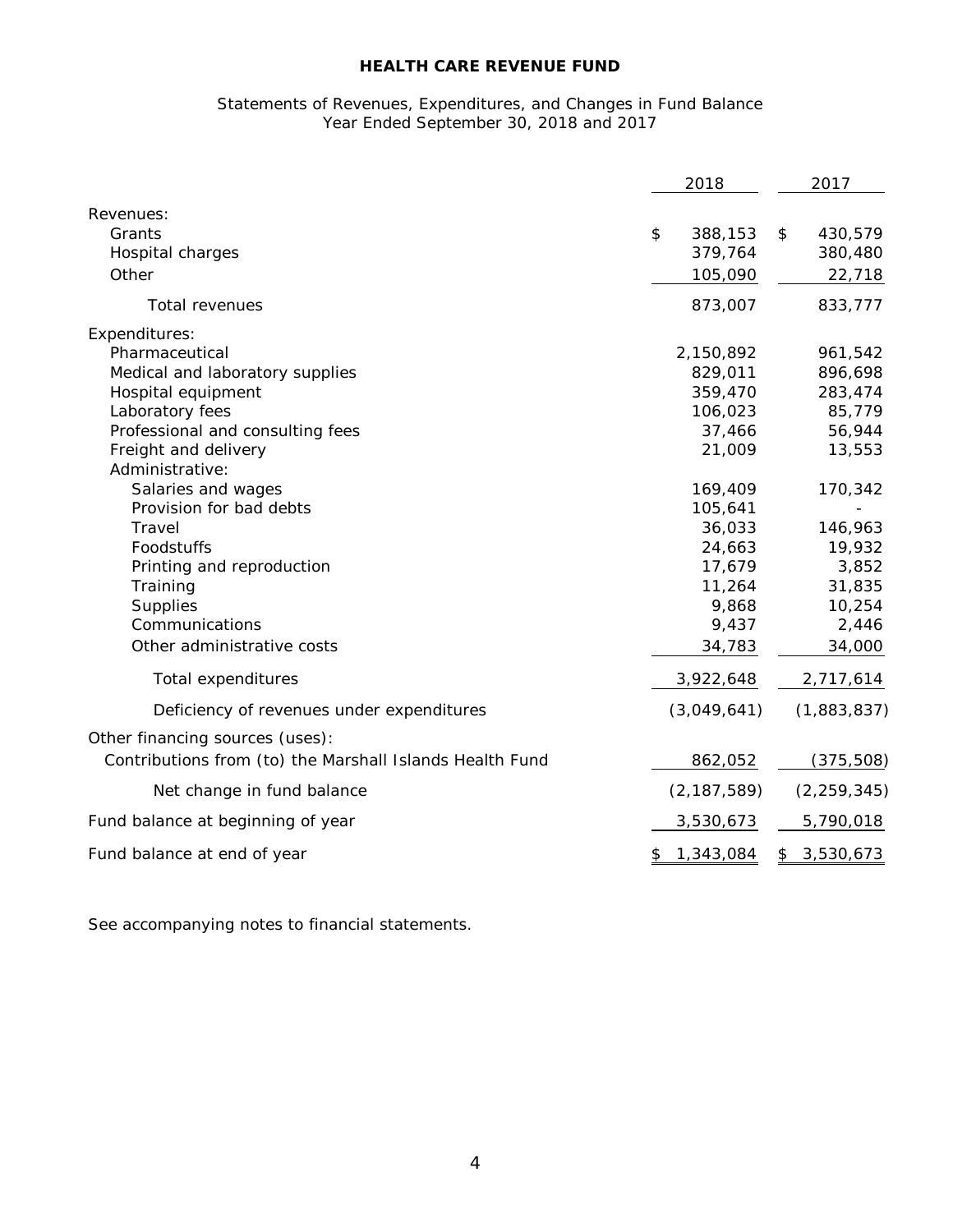**HEALTH CARE REVENUE FUND**

Statements of Revenues, Expenditures, and Changes in Fund Balance
Year Ended September 30, 2018 and 2017

| | 2018 | 2017 |
|---|---|---|
| Revenues: | | |
| Grants | $ 388,153 | $ 430,579 |
| Hospital charges | 379,764 | 380,480 |
| Other | 105,090 | 22,718 |
| Total revenues | 873,007 | 833,777 |
| Expenditures: | | |
| Pharmaceutical | 2,150,892 | 961,542 |
| Medical and laboratory supplies | 829,011 | 896,698 |
| Hospital equipment | 359,470 | 283,474 |
| Laboratory fees | 106,023 | 85,779 |
| Professional and consulting fees | 37,466 | 56,944 |
| Freight and delivery | 21,009 | 13,553 |
| Administrative: | | |
| Salaries and wages | 169,409 | 170,342 |
| Provision for bad debts | 105,641 | - |
| Travel | 36,033 | 146,963 |
| Foodstuffs | 24,663 | 19,932 |
| Printing and reproduction | 17,679 | 3,852 |
| Training | 11,264 | 31,835 |
| Supplies | 9,868 | 10,254 |
| Communications | 9,437 | 2,446 |
| Other administrative costs | 34,783 | 34,000 |
| Total expenditures | 3,922,648 | 2,717,614 |
| Deficiency of revenues under expenditures | (3,049,641) | (1,883,837) |
| Other financing sources (uses): | | |
| Contributions from (to) the Marshall Islands Health Fund | 862,052 | (375,508) |
| Net change in fund balance | (2,187,589) | (2,259,345) |
| Fund balance at beginning of year | 3,530,673 | 5,790,018 |
| Fund balance at end of year | $ 1,343,084 | $ 3,530,673 |

See accompanying notes to financial statements.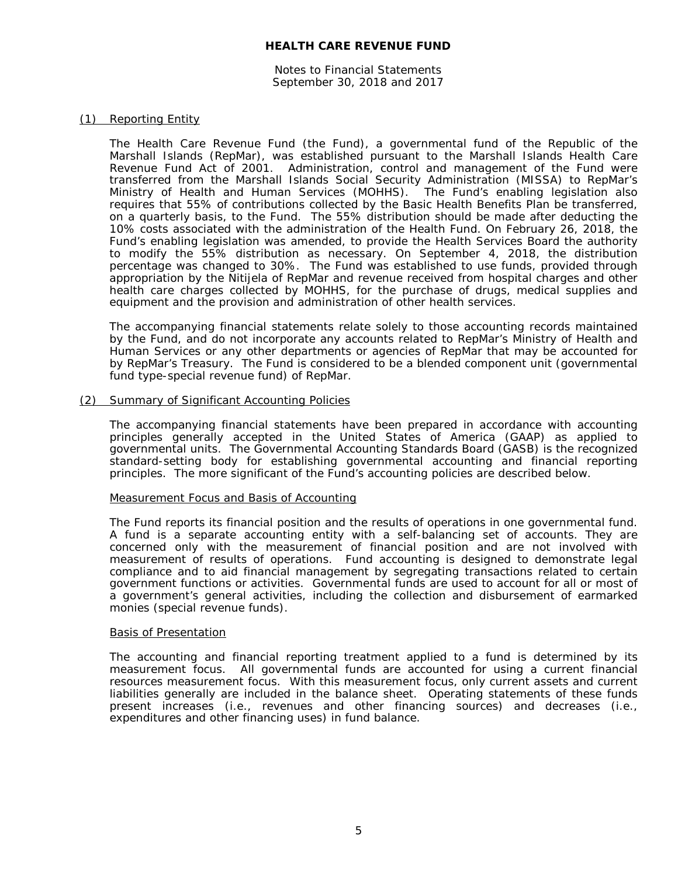# HEALTH CARE REVENUE FUND

Notes to Financial Statements
September 30, 2018 and 2017

## (1) Reporting Entity

The Health Care Revenue Fund (the Fund), a governmental fund of the Republic of the Marshall Islands (RepMar), was established pursuant to the Marshall Islands Health Care Revenue Fund Act of 2001. Administration, control and management of the Fund were transferred from the Marshall Islands Social Security Administration (MISSA) to RepMar's Ministry of Health and Human Services (MOHHS). The Fund's enabling legislation also requires that 55% of contributions collected by the Basic Health Benefits Plan be transferred, on a quarterly basis, to the Fund. The 55% distribution should be made after deducting the 10% costs associated with the administration of the Health Fund. On February 26, 2018, the Fund's enabling legislation was amended, to provide the Health Services Board the authority to modify the 55% distribution as necessary. On September 4, 2018, the distribution percentage was changed to 30%. The Fund was established to use funds, provided through appropriation by the Nitijela of RepMar and revenue received from hospital charges and other health care charges collected by MOHHS, for the purchase of drugs, medical supplies and equipment and the provision and administration of other health services.

The accompanying financial statements relate solely to those accounting records maintained by the Fund, and do not incorporate any accounts related to RepMar's Ministry of Health and Human Services or any other departments or agencies of RepMar that may be accounted for by RepMar's Treasury. The Fund is considered to be a blended component unit (governmental fund type-special revenue fund) of RepMar.

## (2) Summary of Significant Accounting Policies

The accompanying financial statements have been prepared in accordance with accounting principles generally accepted in the United States of America (GAAP) as applied to governmental units. The Governmental Accounting Standards Board (GASB) is the recognized standard-setting body for establishing governmental accounting and financial reporting principles. The more significant of the Fund's accounting policies are described below.

### Measurement Focus and Basis of Accounting

The Fund reports its financial position and the results of operations in one governmental fund. A fund is a separate accounting entity with a self-balancing set of accounts. They are concerned only with the measurement of financial position and are not involved with measurement of results of operations. Fund accounting is designed to demonstrate legal compliance and to aid financial management by segregating transactions related to certain government functions or activities. Governmental funds are used to account for all or most of a government's general activities, including the collection and disbursement of earmarked monies (special revenue funds).

### Basis of Presentation

The accounting and financial reporting treatment applied to a fund is determined by its measurement focus. All governmental funds are accounted for using a current financial resources measurement focus. With this measurement focus, only current assets and current liabilities generally are included in the balance sheet. Operating statements of these funds present increases (i.e., revenues and other financing sources) and decreases (i.e., expenditures and other financing uses) in fund balance.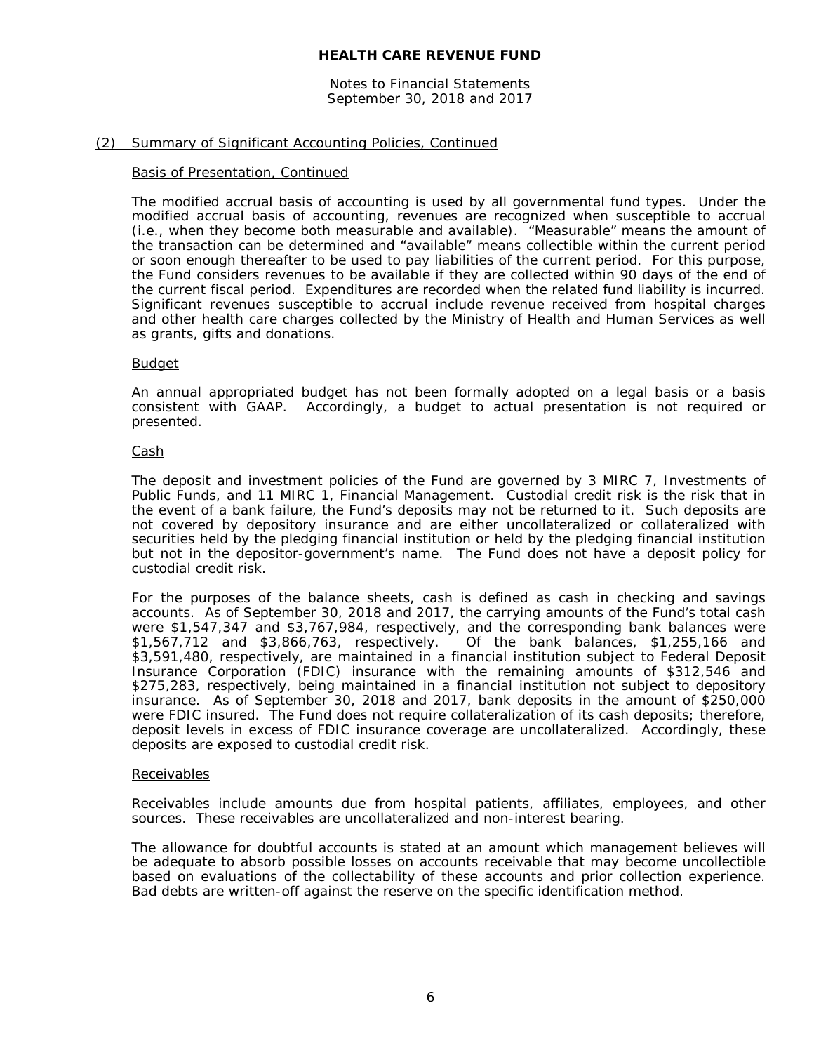# HEALTH CARE REVENUE FUND

Notes to Financial Statements
September 30, 2018 and 2017

## (2) Summary of Significant Accounting Policies, Continued

### Basis of Presentation, Continued

The modified accrual basis of accounting is used by all governmental fund types. Under the modified accrual basis of accounting, revenues are recognized when susceptible to accrual (i.e., when they become both measurable and available). "Measurable" means the amount of the transaction can be determined and "available" means collectible within the current period or soon enough thereafter to be used to pay liabilities of the current period. For this purpose, the Fund considers revenues to be available if they are collected within 90 days of the end of the current fiscal period. Expenditures are recorded when the related fund liability is incurred. Significant revenues susceptible to accrual include revenue received from hospital charges and other health care charges collected by the Ministry of Health and Human Services as well as grants, gifts and donations.

### Budget

An annual appropriated budget has not been formally adopted on a legal basis or a basis consistent with GAAP. Accordingly, a budget to actual presentation is not required or presented.

### Cash

The deposit and investment policies of the Fund are governed by 3 MIRC 7, Investments of Public Funds, and 11 MIRC 1, Financial Management. Custodial credit risk is the risk that in the event of a bank failure, the Fund's deposits may not be returned to it. Such deposits are not covered by depository insurance and are either uncollateralized or collateralized with securities held by the pledging financial institution or held by the pledging financial institution but not in the depositor-government's name. The Fund does not have a deposit policy for custodial credit risk.

For the purposes of the balance sheets, cash is defined as cash in checking and savings accounts. As of September 30, 2018 and 2017, the carrying amounts of the Fund's total cash were $1,547,347 and $3,767,984, respectively, and the corresponding bank balances were $1,567,712 and $3,866,763, respectively. Of the bank balances, $1,255,166 and $3,591,480, respectively, are maintained in a financial institution subject to Federal Deposit Insurance Corporation (FDIC) insurance with the remaining amounts of $312,546 and $275,283, respectively, being maintained in a financial institution not subject to depository insurance. As of September 30, 2018 and 2017, bank deposits in the amount of $250,000 were FDIC insured. The Fund does not require collateralization of its cash deposits; therefore, deposit levels in excess of FDIC insurance coverage are uncollateralized. Accordingly, these deposits are exposed to custodial credit risk.

### Receivables

Receivables include amounts due from hospital patients, affiliates, employees, and other sources. These receivables are uncollateralized and non-interest bearing.

The allowance for doubtful accounts is stated at an amount which management believes will be adequate to absorb possible losses on accounts receivable that may become uncollectible based on evaluations of the collectability of these accounts and prior collection experience. Bad debts are written-off against the reserve on the specific identification method.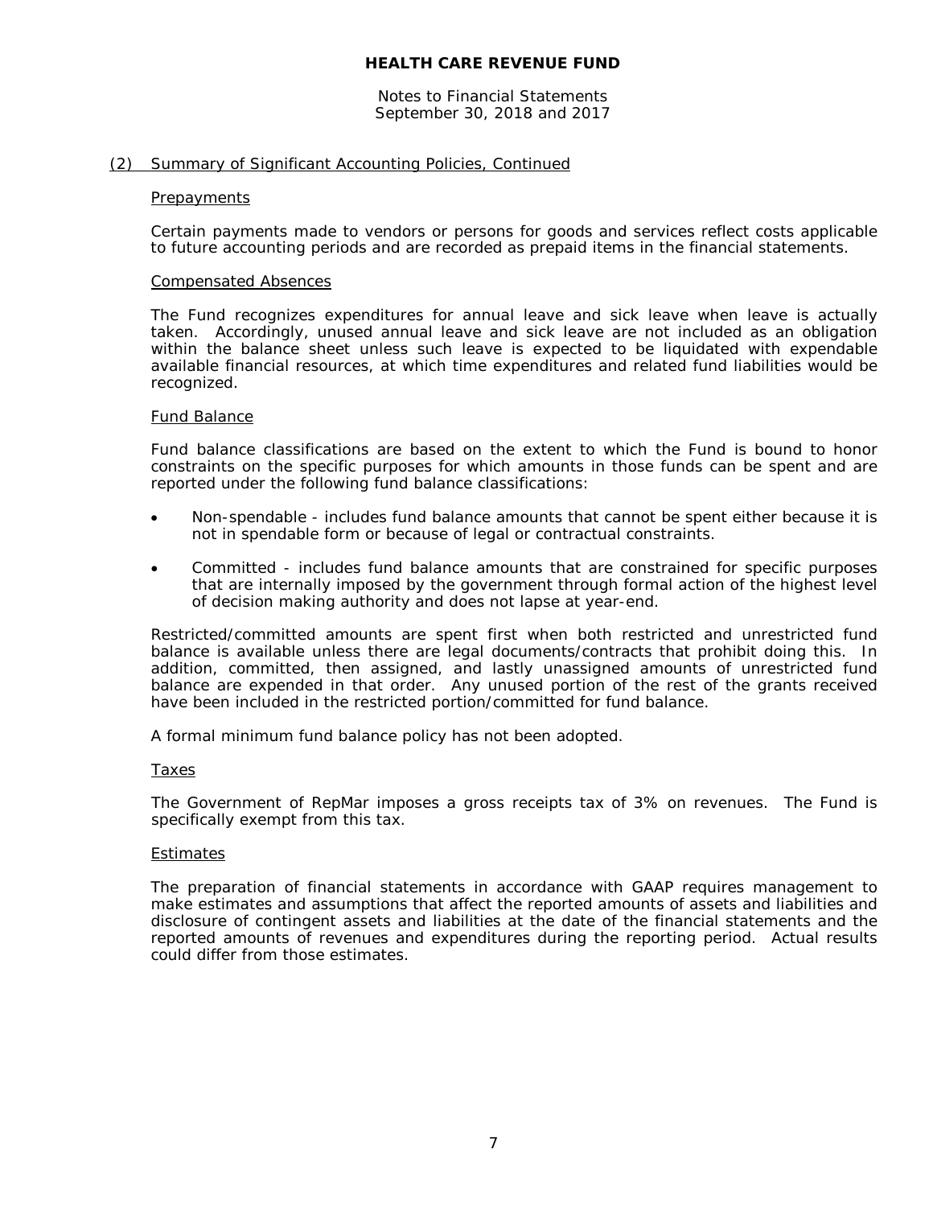## HEALTH CARE REVENUE FUND

Notes to Financial Statements
September 30, 2018 and 2017

### (2) Summary of Significant Accounting Policies, Continued

#### Prepayments

Certain payments made to vendors or persons for goods and services reflect costs applicable to future accounting periods and are recorded as prepaid items in the financial statements.

#### Compensated Absences

The Fund recognizes expenditures for annual leave and sick leave when leave is actually taken. Accordingly, unused annual leave and sick leave are not included as an obligation within the balance sheet unless such leave is expected to be liquidated with expendable available financial resources, at which time expenditures and related fund liabilities would be recognized.

#### Fund Balance

Fund balance classifications are based on the extent to which the Fund is bound to honor constraints on the specific purposes for which amounts in those funds can be spent and are reported under the following fund balance classifications:

- Non-spendable - includes fund balance amounts that cannot be spent either because it is not in spendable form or because of legal or contractual constraints.
- Committed - includes fund balance amounts that are constrained for specific purposes that are internally imposed by the government through formal action of the highest level of decision making authority and does not lapse at year-end.

Restricted/committed amounts are spent first when both restricted and unrestricted fund balance is available unless there are legal documents/contracts that prohibit doing this. In addition, committed, then assigned, and lastly unassigned amounts of unrestricted fund balance are expended in that order. Any unused portion of the rest of the grants received have been included in the restricted portion/committed for fund balance.

A formal minimum fund balance policy has not been adopted.

#### Taxes

The Government of RepMar imposes a gross receipts tax of 3% on revenues. The Fund is specifically exempt from this tax.

#### Estimates

The preparation of financial statements in accordance with GAAP requires management to make estimates and assumptions that affect the reported amounts of assets and liabilities and disclosure of contingent assets and liabilities at the date of the financial statements and the reported amounts of revenues and expenditures during the reporting period. Actual results could differ from those estimates.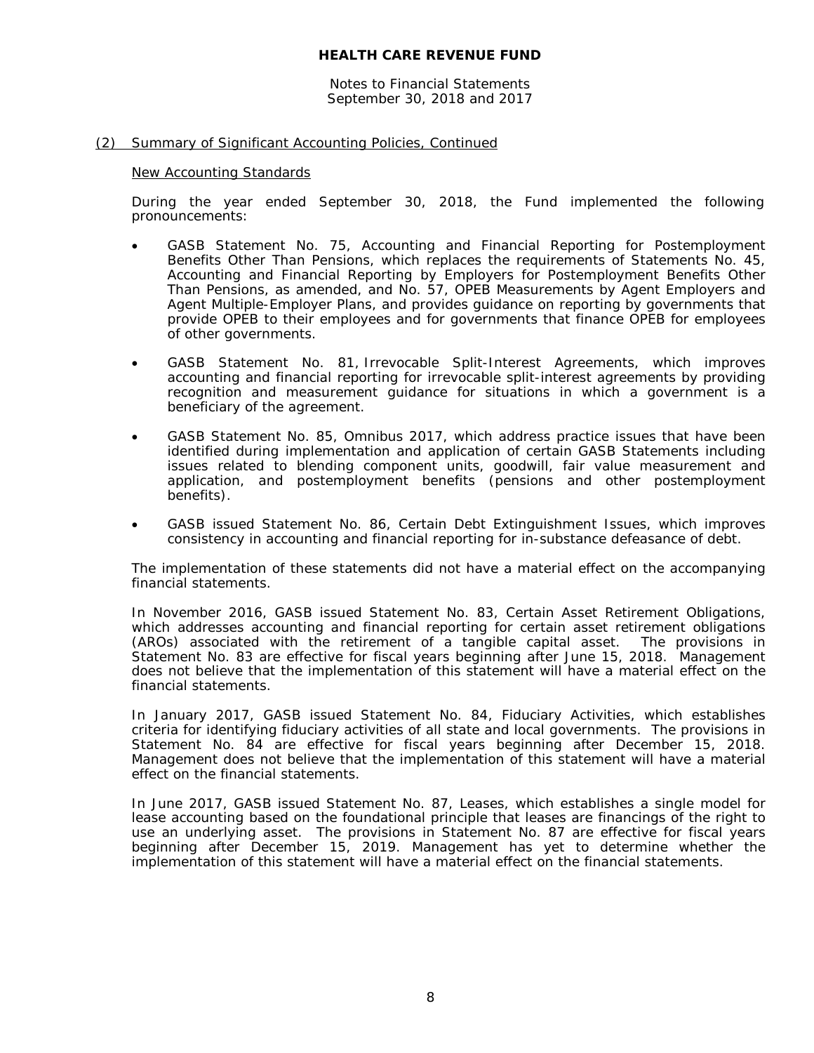## (2) Summary of Significant Accounting Policies, Continued

### New Accounting Standards

During the year ended September 30, 2018, the Fund implemented the following pronouncements:

- GASB Statement No. 75, Accounting and Financial Reporting for Postemployment Benefits Other Than Pensions, which replaces the requirements of Statements No. 45, Accounting and Financial Reporting by Employers for Postemployment Benefits Other Than Pensions, as amended, and No. 57, OPEB Measurements by Agent Employers and Agent Multiple-Employer Plans, and provides guidance on reporting by governments that provide OPEB to their employees and for governments that finance OPEB for employees of other governments.

- GASB Statement No. 81, Irrevocable Split-Interest Agreements, which improves accounting and financial reporting for irrevocable split-interest agreements by providing recognition and measurement guidance for situations in which a government is a beneficiary of the agreement.

- GASB Statement No. 85, Omnibus 2017, which address practice issues that have been identified during implementation and application of certain GASB Statements including issues related to blending component units, goodwill, fair value measurement and application, and postemployment benefits (pensions and other postemployment benefits).

- GASB issued Statement No. 86, Certain Debt Extinguishment Issues, which improves consistency in accounting and financial reporting for in-substance defeasance of debt.

The implementation of these statements did not have a material effect on the accompanying financial statements.

In November 2016, GASB issued Statement No. 83, Certain Asset Retirement Obligations, which addresses accounting and financial reporting for certain asset retirement obligations (AROs) associated with the retirement of a tangible capital asset. The provisions in Statement No. 83 are effective for fiscal years beginning after June 15, 2018. Management does not believe that the implementation of this statement will have a material effect on the financial statements.

In January 2017, GASB issued Statement No. 84, Fiduciary Activities, which establishes criteria for identifying fiduciary activities of all state and local governments. The provisions in Statement No. 84 are effective for fiscal years beginning after December 15, 2018. Management does not believe that the implementation of this statement will have a material effect on the financial statements.

In June 2017, GASB issued Statement No. 87, Leases, which establishes a single model for lease accounting based on the foundational principle that leases are financings of the right to use an underlying asset. The provisions in Statement No. 87 are effective for fiscal years beginning after December 15, 2019. Management has yet to determine whether the implementation of this statement will have a material effect on the financial statements.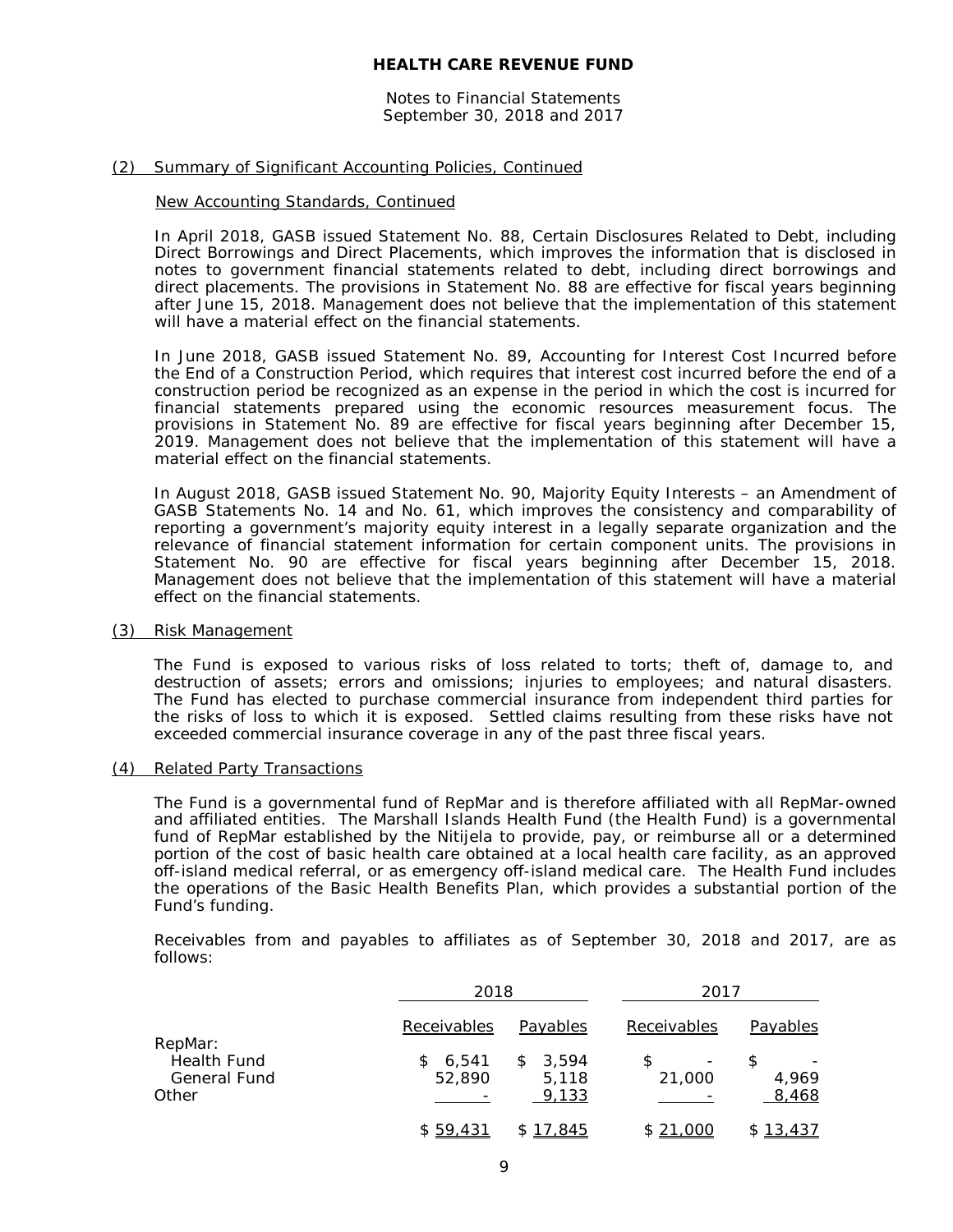## HEALTH CARE REVENUE FUND

Notes to Financial Statements
September 30, 2018 and 2017

### (2) Summary of Significant Accounting Policies, Continued

#### New Accounting Standards, Continued

In April 2018, GASB issued Statement No. 88, Certain Disclosures Related to Debt, including Direct Borrowings and Direct Placements, which improves the information that is disclosed in notes to government financial statements related to debt, including direct borrowings and direct placements. The provisions in Statement No. 88 are effective for fiscal years beginning after June 15, 2018. Management does not believe that the implementation of this statement will have a material effect on the financial statements.

In June 2018, GASB issued Statement No. 89, Accounting for Interest Cost Incurred before the End of a Construction Period, which requires that interest cost incurred before the end of a construction period be recognized as an expense in the period in which the cost is incurred for financial statements prepared using the economic resources measurement focus. The provisions in Statement No. 89 are effective for fiscal years beginning after December 15, 2019. Management does not believe that the implementation of this statement will have a material effect on the financial statements.

In August 2018, GASB issued Statement No. 90, Majority Equity Interests – an Amendment of GASB Statements No. 14 and No. 61, which improves the consistency and comparability of reporting a government's majority equity interest in a legally separate organization and the relevance of financial statement information for certain component units. The provisions in Statement No. 90 are effective for fiscal years beginning after December 15, 2018. Management does not believe that the implementation of this statement will have a material effect on the financial statements.

### (3) Risk Management

The Fund is exposed to various risks of loss related to torts; theft of, damage to, and destruction of assets; errors and omissions; injuries to employees; and natural disasters. The Fund has elected to purchase commercial insurance from independent third parties for the risks of loss to which it is exposed. Settled claims resulting from these risks have not exceeded commercial insurance coverage in any of the past three fiscal years.

### (4) Related Party Transactions

The Fund is a governmental fund of RepMar and is therefore affiliated with all RepMar-owned and affiliated entities. The Marshall Islands Health Fund (the Health Fund) is a governmental fund of RepMar established by the Nitijela to provide, pay, or reimburse all or a determined portion of the cost of basic health care obtained at a local health care facility, as an approved off-island medical referral, or as emergency off-island medical care. The Health Fund includes the operations of the Basic Health Benefits Plan, which provides a substantial portion of the Fund's funding.

Receivables from and payables to affiliates as of September 30, 2018 and 2017, are as follows:

| | 2018 | | 2017 | |
|---|---|---|---|---|
| | Receivables | Payables | Receivables | Payables |
| RepMar: | | | | |
| Health Fund | $ 6,541 | $ 3,594 | $ - | $ - |
| General Fund | 52,890 | 5,118 | 21,000 | 4,969 |
| Other | - | 9,133 | - | 8,468 |
| | $ 59,431 | $ 17,845 | $ 21,000 | $ 13,437 |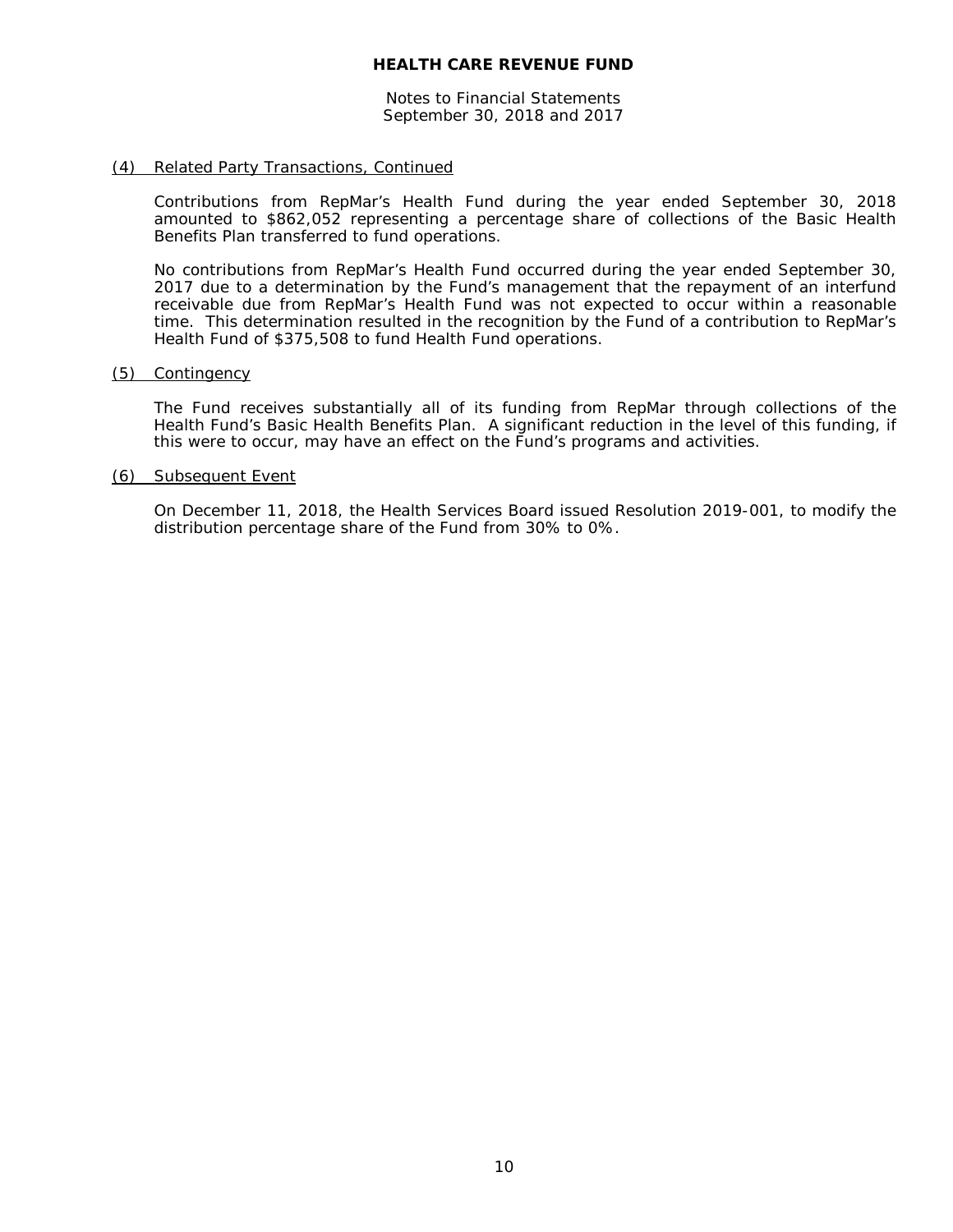# HEALTH CARE REVENUE FUND

Notes to Financial Statements
September 30, 2018 and 2017

## (4) Related Party Transactions, Continued

Contributions from RepMar's Health Fund during the year ended September 30, 2018 amounted to $862,052 representing a percentage share of collections of the Basic Health Benefits Plan transferred to fund operations.

No contributions from RepMar's Health Fund occurred during the year ended September 30, 2017 due to a determination by the Fund's management that the repayment of an interfund receivable due from RepMar's Health Fund was not expected to occur within a reasonable time. This determination resulted in the recognition by the Fund of a contribution to RepMar's Health Fund of $375,508 to fund Health Fund operations.

## (5) Contingency

The Fund receives substantially all of its funding from RepMar through collections of the Health Fund's Basic Health Benefits Plan. A significant reduction in the level of this funding, if this were to occur, may have an effect on the Fund's programs and activities.

## (6) Subsequent Event

On December 11, 2018, the Health Services Board issued Resolution 2019-001, to modify the distribution percentage share of the Fund from 30% to 0%.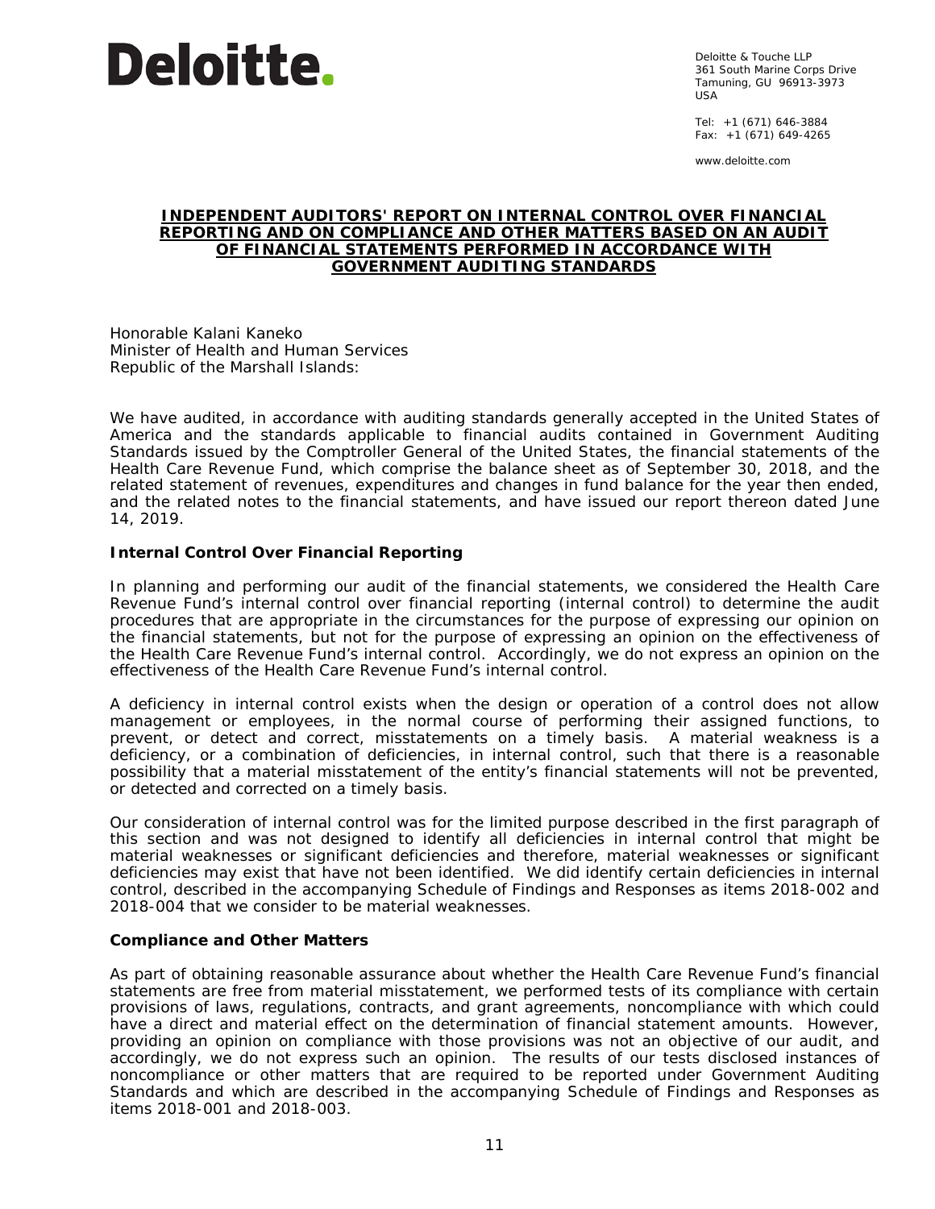**Deloitte.**

Deloitte & Touche LLP
361 South Marine Corps Drive
Tamuning, GU 96913-3973
USA

Tel: +1 (671) 646-3884
Fax: +1 (671) 649-4265

www.deloitte.com

# INDEPENDENT AUDITORS' REPORT ON INTERNAL CONTROL OVER FINANCIAL REPORTING AND ON COMPLIANCE AND OTHER MATTERS BASED ON AN AUDIT OF FINANCIAL STATEMENTS PERFORMED IN ACCORDANCE WITH GOVERNMENT AUDITING STANDARDS

Honorable Kalani Kaneko
Minister of Health and Human Services
Republic of the Marshall Islands:

We have audited, in accordance with auditing standards generally accepted in the United States of America and the standards applicable to financial audits contained in Government Auditing Standards issued by the Comptroller General of the United States, the financial statements of the Health Care Revenue Fund, which comprise the balance sheet as of September 30, 2018, and the related statement of revenues, expenditures and changes in fund balance for the year then ended, and the related notes to the financial statements, and have issued our report thereon dated June 14, 2019.

## Internal Control Over Financial Reporting

In planning and performing our audit of the financial statements, we considered the Health Care Revenue Fund's internal control over financial reporting (internal control) to determine the audit procedures that are appropriate in the circumstances for the purpose of expressing our opinion on the financial statements, but not for the purpose of expressing an opinion on the effectiveness of the Health Care Revenue Fund's internal control. Accordingly, we do not express an opinion on the effectiveness of the Health Care Revenue Fund's internal control.

A deficiency in internal control exists when the design or operation of a control does not allow management or employees, in the normal course of performing their assigned functions, to prevent, or detect and correct, misstatements on a timely basis. A material weakness is a deficiency, or a combination of deficiencies, in internal control, such that there is a reasonable possibility that a material misstatement of the entity's financial statements will not be prevented, or detected and corrected on a timely basis.

Our consideration of internal control was for the limited purpose described in the first paragraph of this section and was not designed to identify all deficiencies in internal control that might be material weaknesses or significant deficiencies and therefore, material weaknesses or significant deficiencies may exist that have not been identified. We did identify certain deficiencies in internal control, described in the accompanying Schedule of Findings and Responses as items 2018-002 and 2018-004 that we consider to be material weaknesses.

## Compliance and Other Matters

As part of obtaining reasonable assurance about whether the Health Care Revenue Fund's financial statements are free from material misstatement, we performed tests of its compliance with certain provisions of laws, regulations, contracts, and grant agreements, noncompliance with which could have a direct and material effect on the determination of financial statement amounts. However, providing an opinion on compliance with those provisions was not an objective of our audit, and accordingly, we do not express such an opinion. The results of our tests disclosed instances of noncompliance or other matters that are required to be reported under Government Auditing Standards and which are described in the accompanying Schedule of Findings and Responses as items 2018-001 and 2018-003.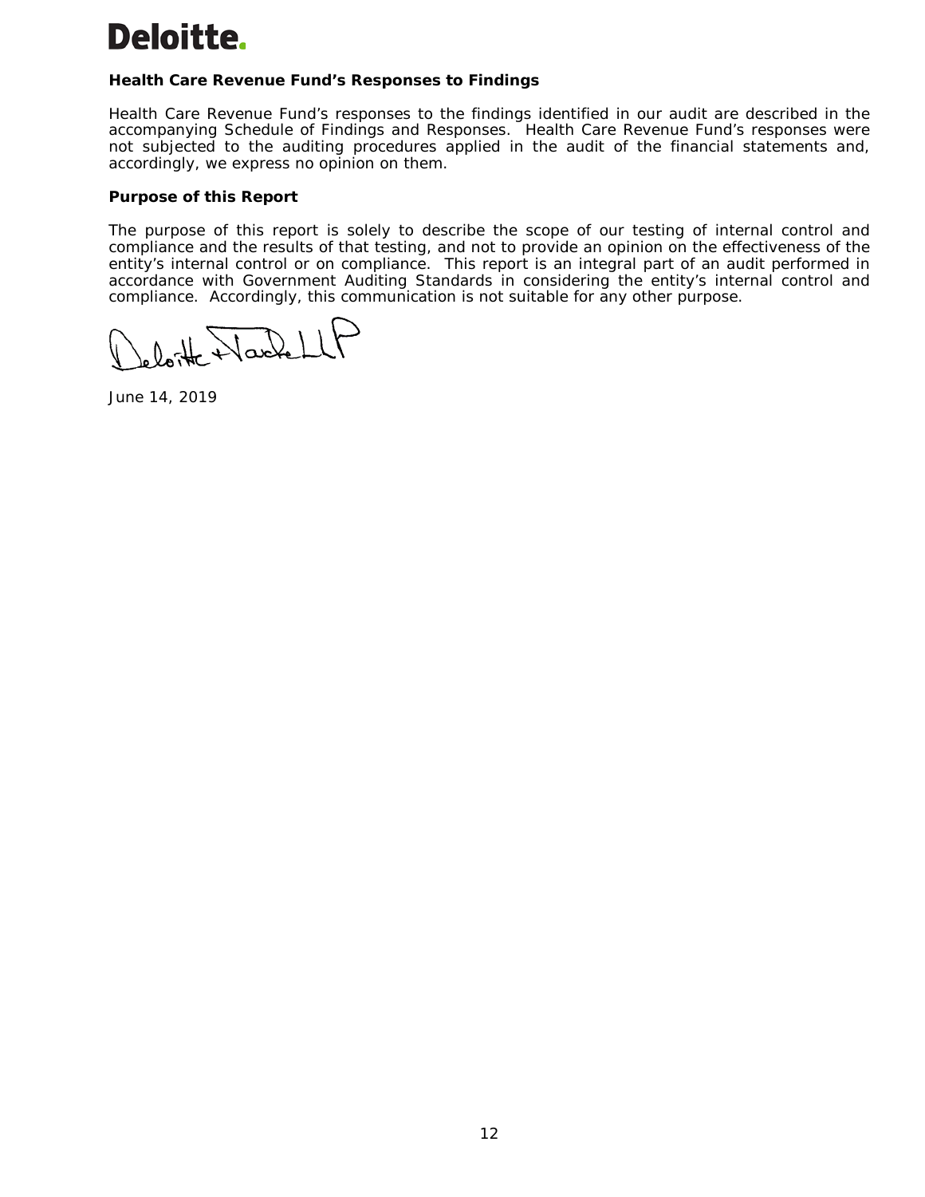**Deloitte.**

### Health Care Revenue Fund's Responses to Findings

Health Care Revenue Fund's responses to the findings identified in our audit are described in the accompanying Schedule of Findings and Responses. Health Care Revenue Fund's responses were not subjected to the auditing procedures applied in the audit of the financial statements and, accordingly, we express no opinion on them.

### Purpose of this Report

The purpose of this report is solely to describe the scope of our testing of internal control and compliance and the results of that testing, and not to provide an opinion on the effectiveness of the entity's internal control or on compliance. This report is an integral part of an audit performed in accordance with Government Auditing Standards in considering the entity's internal control and compliance. Accordingly, this communication is not suitable for any other purpose.

Deloitte & Touche LLP

June 14, 2019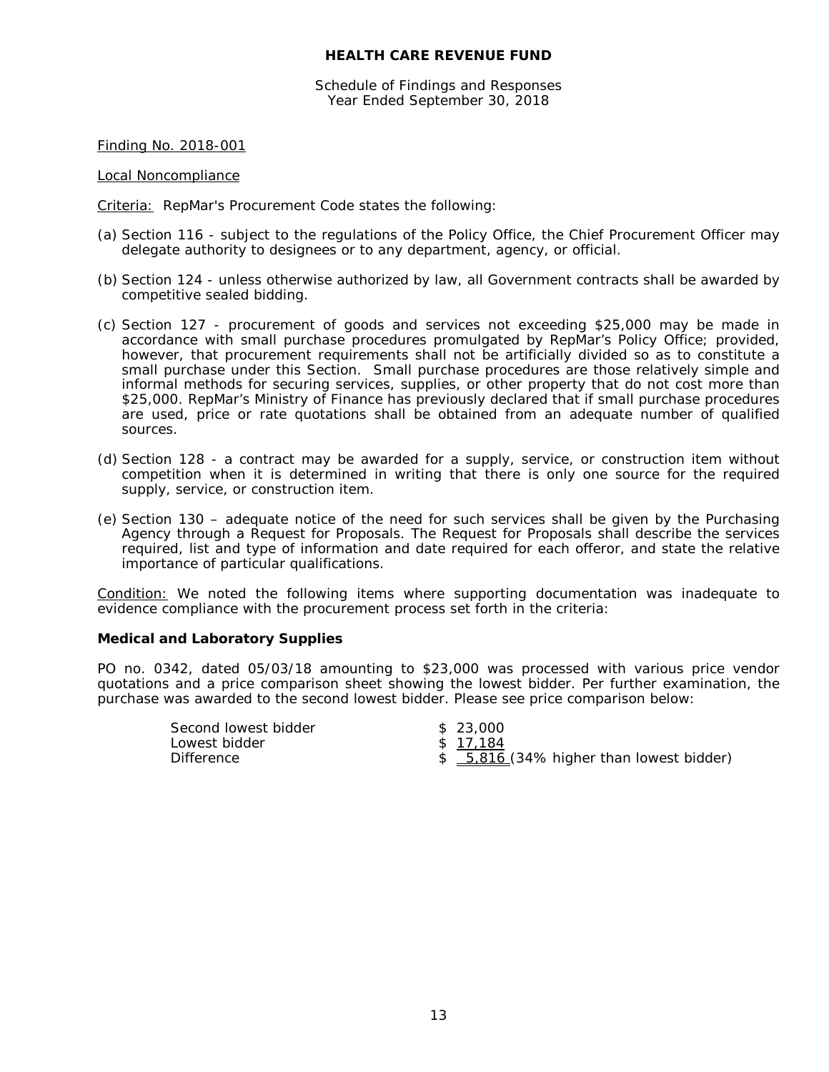# HEALTH CARE REVENUE FUND

Schedule of Findings and Responses
Year Ended September 30, 2018

Finding No. 2018-001

Local Noncompliance

Criteria: RepMar's Procurement Code states the following:

(a) Section 116 - subject to the regulations of the Policy Office, the Chief Procurement Officer may delegate authority to designees or to any department, agency, or official.

(b) Section 124 - unless otherwise authorized by law, all Government contracts shall be awarded by competitive sealed bidding.

(c) Section 127 - procurement of goods and services not exceeding $25,000 may be made in accordance with small purchase procedures promulgated by RepMar's Policy Office; provided, however, that procurement requirements shall not be artificially divided so as to constitute a small purchase under this Section. Small purchase procedures are those relatively simple and informal methods for securing services, supplies, or other property that do not cost more than $25,000. RepMar's Ministry of Finance has previously declared that if small purchase procedures are used, price or rate quotations shall be obtained from an adequate number of qualified sources.

(d) Section 128 - a contract may be awarded for a supply, service, or construction item without competition when it is determined in writing that there is only one source for the required supply, service, or construction item.

(e) Section 130 – adequate notice of the need for such services shall be given by the Purchasing Agency through a Request for Proposals. The Request for Proposals shall describe the services required, list and type of information and date required for each offeror, and state the relative importance of particular qualifications.

Condition: We noted the following items where supporting documentation was inadequate to evidence compliance with the procurement process set forth in the criteria:

**Medical and Laboratory Supplies**

PO no. 0342, dated 05/03/18 amounting to $23,000 was processed with various price vendor quotations and a price comparison sheet showing the lowest bidder. Per further examination, the purchase was awarded to the second lowest bidder. Please see price comparison below:

| | |
|---|---|
| Second lowest bidder | $ 23,000 |
| Lowest bidder | $ 17,184 |
| Difference | $ 5,816 (34% higher than lowest bidder) |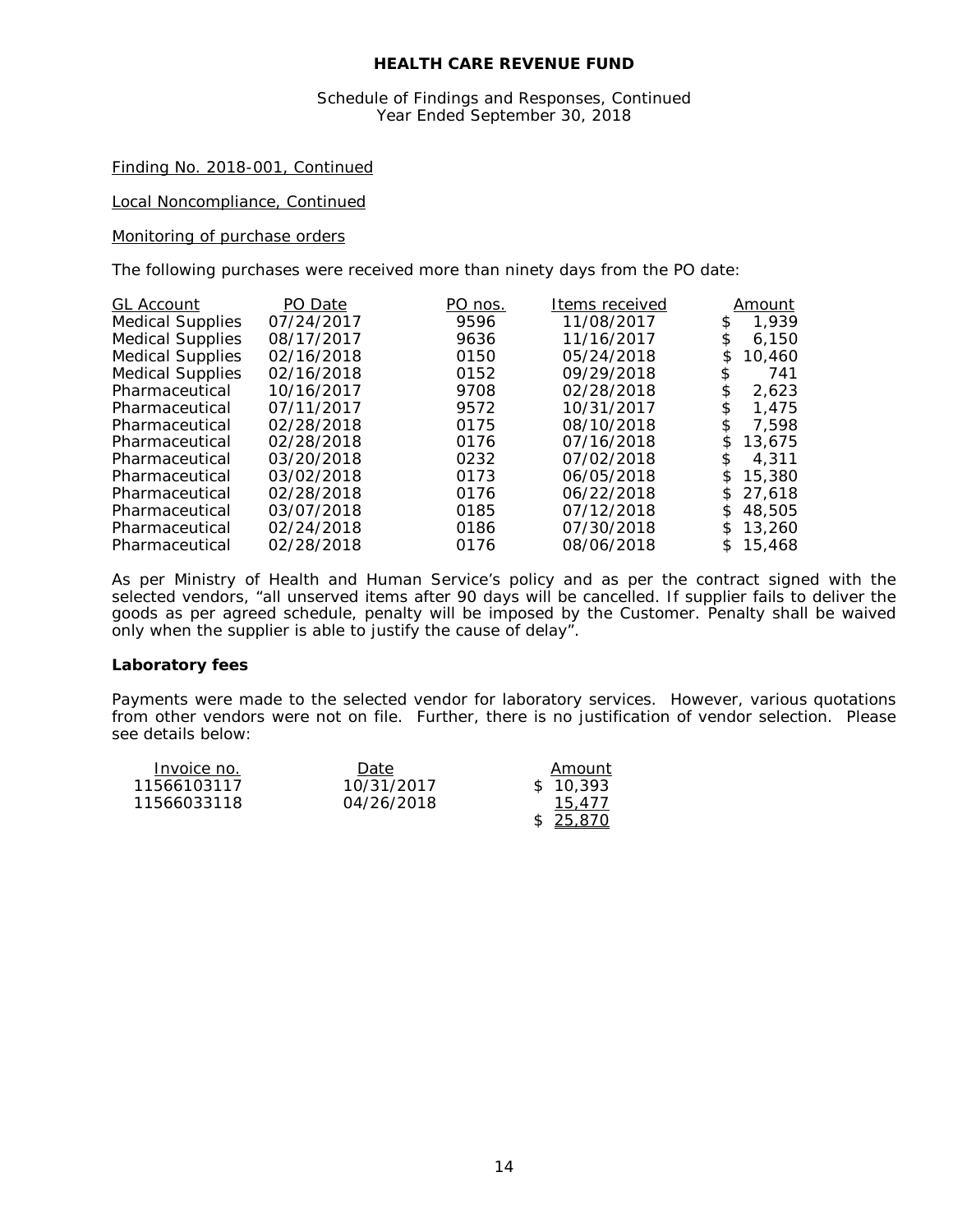**HEALTH CARE REVENUE FUND**

Schedule of Findings and Responses, Continued
Year Ended September 30, 2018

Finding No. 2018-001, Continued

Local Noncompliance, Continued

Monitoring of purchase orders

The following purchases were received more than ninety days from the PO date:

| GL Account | PO Date | PO nos. | Items received | Amount |
|---|---|---|---|---|
| Medical Supplies | 07/24/2017 | 9596 | 11/08/2017 | $ 1,939 |
| Medical Supplies | 08/17/2017 | 9636 | 11/16/2017 | $ 6,150 |
| Medical Supplies | 02/16/2018 | 0150 | 05/24/2018 | $ 10,460 |
| Medical Supplies | 02/16/2018 | 0152 | 09/29/2018 | $ 741 |
| Pharmaceutical | 10/16/2017 | 9708 | 02/28/2018 | $ 2,623 |
| Pharmaceutical | 07/11/2017 | 9572 | 10/31/2017 | $ 1,475 |
| Pharmaceutical | 02/28/2018 | 0175 | 08/10/2018 | $ 7,598 |
| Pharmaceutical | 02/28/2018 | 0176 | 07/16/2018 | $ 13,675 |
| Pharmaceutical | 03/20/2018 | 0232 | 07/02/2018 | $ 4,311 |
| Pharmaceutical | 03/02/2018 | 0173 | 06/05/2018 | $ 15,380 |
| Pharmaceutical | 02/28/2018 | 0176 | 06/22/2018 | $ 27,618 |
| Pharmaceutical | 03/07/2018 | 0185 | 07/12/2018 | $ 48,505 |
| Pharmaceutical | 02/24/2018 | 0186 | 07/30/2018 | $ 13,260 |
| Pharmaceutical | 02/28/2018 | 0176 | 08/06/2018 | $ 15,468 |

As per Ministry of Health and Human Service's policy and as per the contract signed with the selected vendors, "all unserved items after 90 days will be cancelled. If supplier fails to deliver the goods as per agreed schedule, penalty will be imposed by the Customer. Penalty shall be waived only when the supplier is able to justify the cause of delay".

**Laboratory fees**

Payments were made to the selected vendor for laboratory services. However, various quotations from other vendors were not on file. Further, there is no justification of vendor selection. Please see details below:

| Invoice no. | Date | Amount |
|---|---|---|
| 11566103117 | 10/31/2017 | $ 10,393 |
| 11566033118 | 04/26/2018 | 15,477 |
| | | $ 25,870 |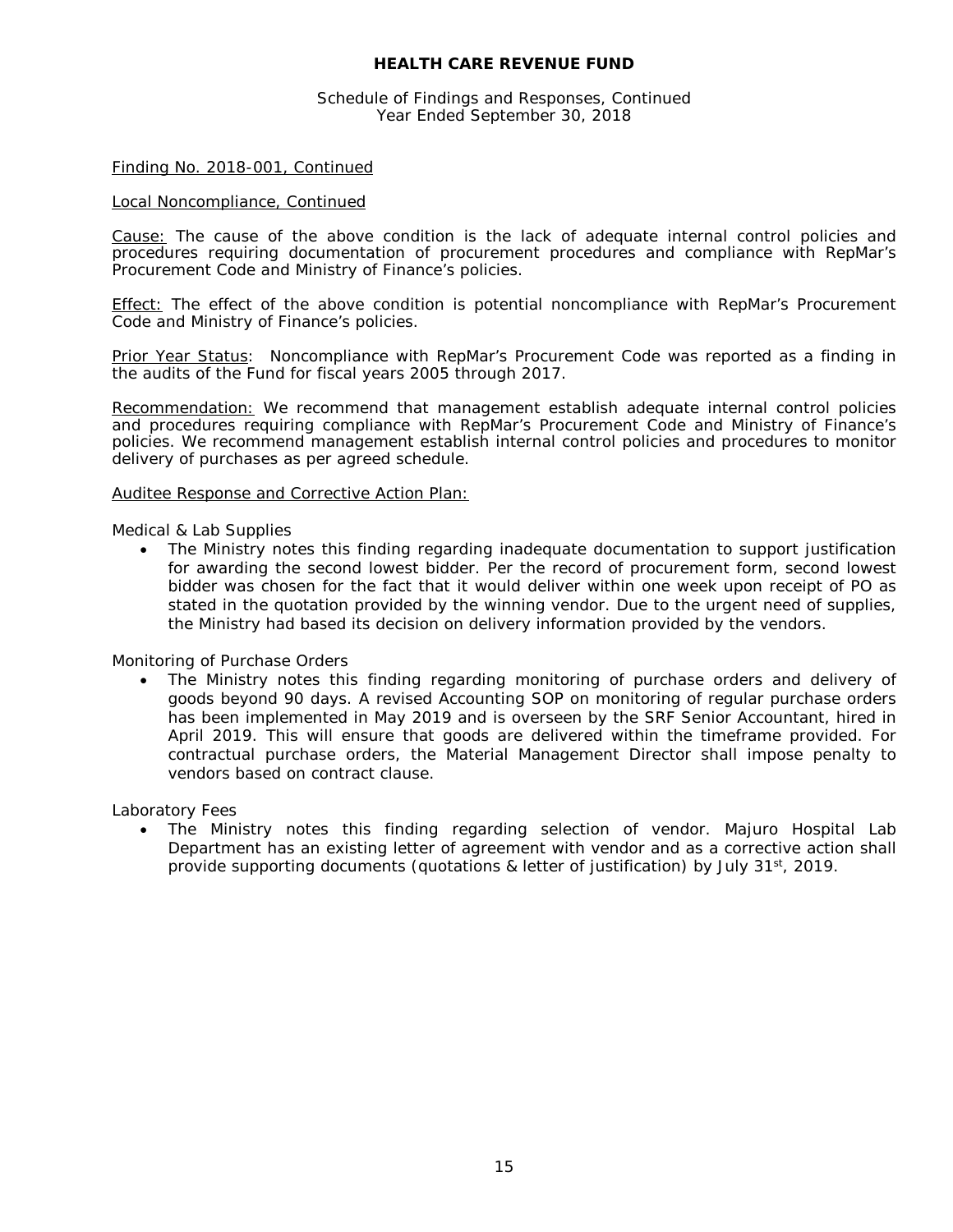**HEALTH CARE REVENUE FUND**

Schedule of Findings and Responses, Continued
Year Ended September 30, 2018

Finding No. 2018-001, Continued

Local Noncompliance, Continued

Cause: The cause of the above condition is the lack of adequate internal control policies and procedures requiring documentation of procurement procedures and compliance with RepMar's Procurement Code and Ministry of Finance's policies.

Effect: The effect of the above condition is potential noncompliance with RepMar's Procurement Code and Ministry of Finance's policies.

Prior Year Status: Noncompliance with RepMar's Procurement Code was reported as a finding in the audits of the Fund for fiscal years 2005 through 2017.

Recommendation: We recommend that management establish adequate internal control policies and procedures requiring compliance with RepMar's Procurement Code and Ministry of Finance's policies. We recommend management establish internal control policies and procedures to monitor delivery of purchases as per agreed schedule.

Auditee Response and Corrective Action Plan:

Medical & Lab Supplies

- The Ministry notes this finding regarding inadequate documentation to support justification for awarding the second lowest bidder. Per the record of procurement form, second lowest bidder was chosen for the fact that it would deliver within one week upon receipt of PO as stated in the quotation provided by the winning vendor. Due to the urgent need of supplies, the Ministry had based its decision on delivery information provided by the vendors.

Monitoring of Purchase Orders

- The Ministry notes this finding regarding monitoring of purchase orders and delivery of goods beyond 90 days. A revised Accounting SOP on monitoring of regular purchase orders has been implemented in May 2019 and is overseen by the SRF Senior Accountant, hired in April 2019. This will ensure that goods are delivered within the timeframe provided. For contractual purchase orders, the Material Management Director shall impose penalty to vendors based on contract clause.

Laboratory Fees

- The Ministry notes this finding regarding selection of vendor. Majuro Hospital Lab Department has an existing letter of agreement with vendor and as a corrective action shall provide supporting documents (quotations & letter of justification) by July 31st, 2019.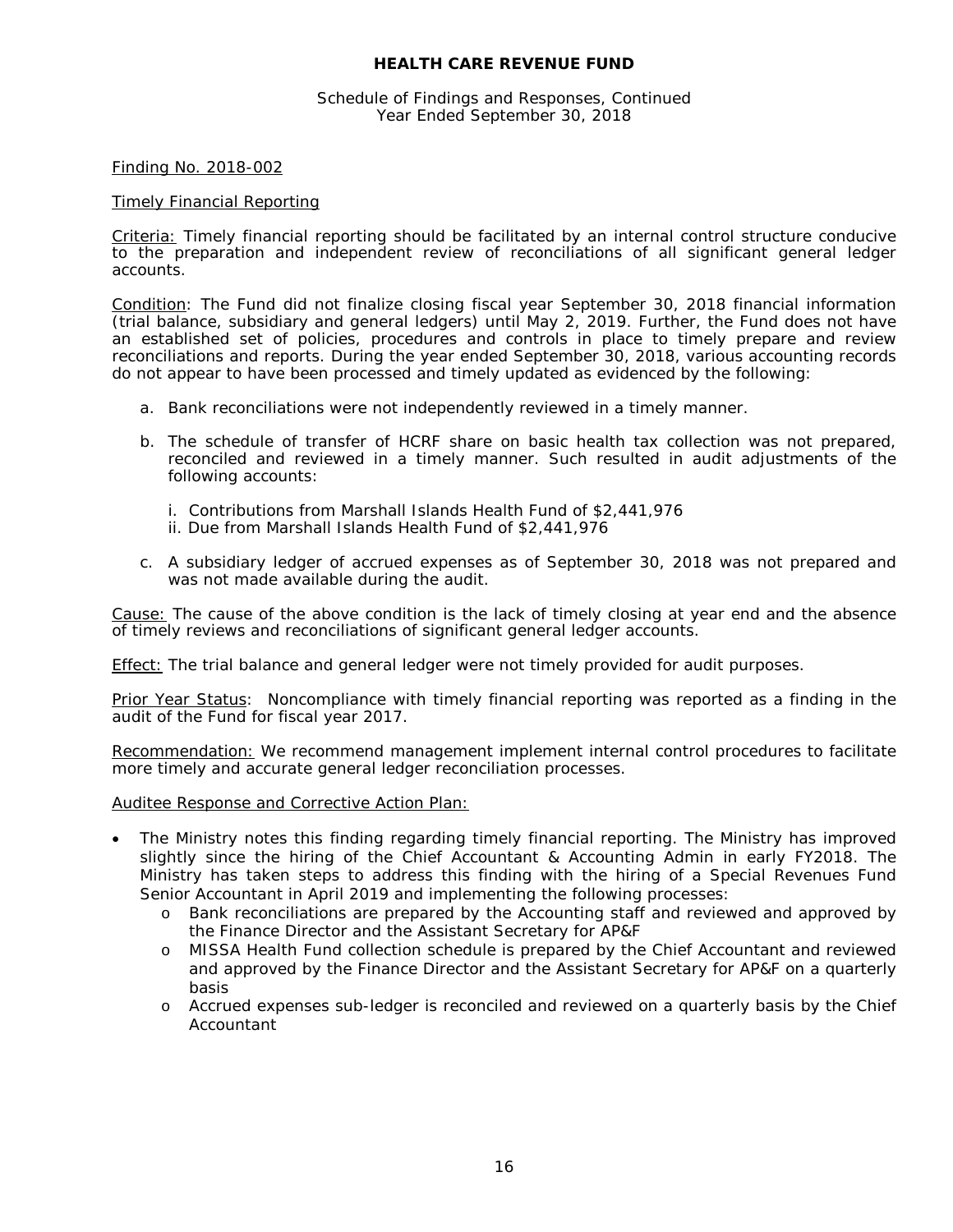**HEALTH CARE REVENUE FUND**

Schedule of Findings and Responses, Continued
Year Ended September 30, 2018

Finding No. 2018-002

Timely Financial Reporting

Criteria: Timely financial reporting should be facilitated by an internal control structure conducive to the preparation and independent review of reconciliations of all significant general ledger accounts.

Condition: The Fund did not finalize closing fiscal year September 30, 2018 financial information (trial balance, subsidiary and general ledgers) until May 2, 2019. Further, the Fund does not have an established set of policies, procedures and controls in place to timely prepare and review reconciliations and reports. During the year ended September 30, 2018, various accounting records do not appear to have been processed and timely updated as evidenced by the following:

a. Bank reconciliations were not independently reviewed in a timely manner.

b. The schedule of transfer of HCRF share on basic health tax collection was not prepared, reconciled and reviewed in a timely manner. Such resulted in audit adjustments of the following accounts:

   i. Contributions from Marshall Islands Health Fund of $2,441,976
   ii. Due from Marshall Islands Health Fund of $2,441,976

c. A subsidiary ledger of accrued expenses as of September 30, 2018 was not prepared and was not made available during the audit.

Cause: The cause of the above condition is the lack of timely closing at year end and the absence of timely reviews and reconciliations of significant general ledger accounts.

Effect: The trial balance and general ledger were not timely provided for audit purposes.

Prior Year Status: Noncompliance with timely financial reporting was reported as a finding in the audit of the Fund for fiscal year 2017.

Recommendation: We recommend management implement internal control procedures to facilitate more timely and accurate general ledger reconciliation processes.

Auditee Response and Corrective Action Plan:

- The Ministry notes this finding regarding timely financial reporting. The Ministry has improved slightly since the hiring of the Chief Accountant & Accounting Admin in early FY2018. The Ministry has taken steps to address this finding with the hiring of a Special Revenues Fund Senior Accountant in April 2019 and implementing the following processes:
  - Bank reconciliations are prepared by the Accounting staff and reviewed and approved by the Finance Director and the Assistant Secretary for AP&F
  - MISSA Health Fund collection schedule is prepared by the Chief Accountant and reviewed and approved by the Finance Director and the Assistant Secretary for AP&F on a quarterly basis
  - Accrued expenses sub-ledger is reconciled and reviewed on a quarterly basis by the Chief Accountant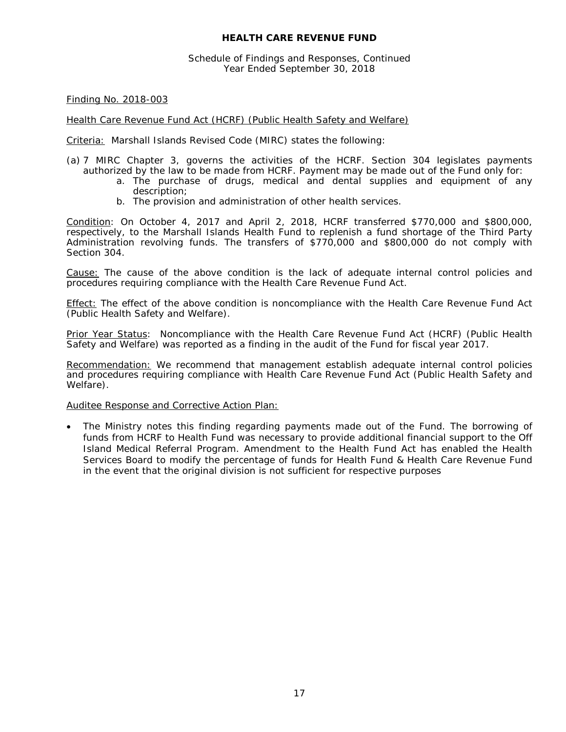# HEALTH CARE REVENUE FUND

Schedule of Findings and Responses, Continued
Year Ended September 30, 2018

Finding No. 2018-003

Health Care Revenue Fund Act (HCRF) (Public Health Safety and Welfare)

Criteria: Marshall Islands Revised Code (MIRC) states the following:

(a) 7 MIRC Chapter 3, governs the activities of the HCRF. Section 304 legislates payments authorized by the law to be made from HCRF. Payment may be made out of the Fund only for:
   a. The purchase of drugs, medical and dental supplies and equipment of any description;
   b. The provision and administration of other health services.

Condition: On October 4, 2017 and April 2, 2018, HCRF transferred $770,000 and $800,000, respectively, to the Marshall Islands Health Fund to replenish a fund shortage of the Third Party Administration revolving funds. The transfers of $770,000 and $800,000 do not comply with Section 304.

Cause: The cause of the above condition is the lack of adequate internal control policies and procedures requiring compliance with the Health Care Revenue Fund Act.

Effect: The effect of the above condition is noncompliance with the Health Care Revenue Fund Act (Public Health Safety and Welfare).

Prior Year Status: Noncompliance with the Health Care Revenue Fund Act (HCRF) (Public Health Safety and Welfare) was reported as a finding in the audit of the Fund for fiscal year 2017.

Recommendation: We recommend that management establish adequate internal control policies and procedures requiring compliance with Health Care Revenue Fund Act (Public Health Safety and Welfare).

Auditee Response and Corrective Action Plan:

- The Ministry notes this finding regarding payments made out of the Fund. The borrowing of funds from HCRF to Health Fund was necessary to provide additional financial support to the Off Island Medical Referral Program. Amendment to the Health Fund Act has enabled the Health Services Board to modify the percentage of funds for Health Fund & Health Care Revenue Fund in the event that the original division is not sufficient for respective purposes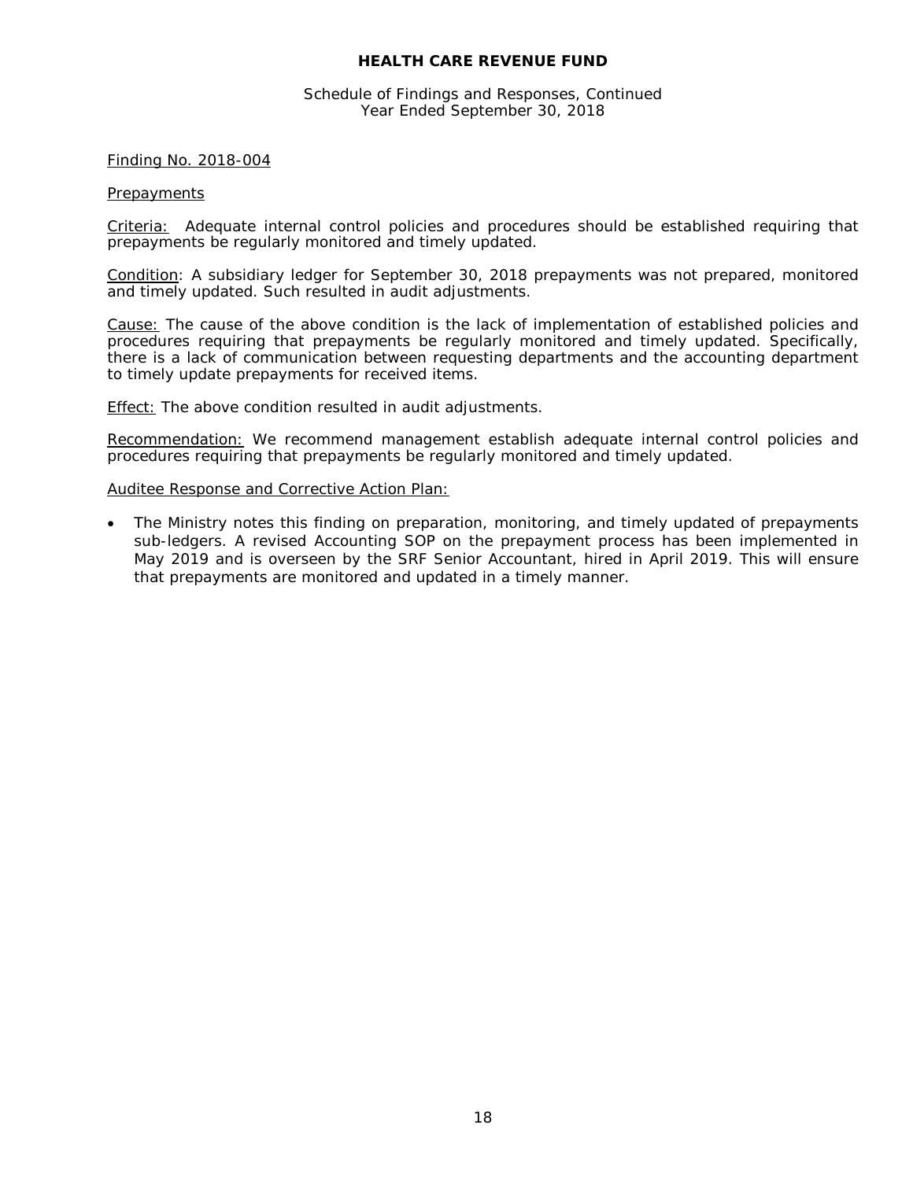# HEALTH CARE REVENUE FUND

Schedule of Findings and Responses, Continued
Year Ended September 30, 2018

Finding No. 2018-004

Prepayments

Criteria: Adequate internal control policies and procedures should be established requiring that prepayments be regularly monitored and timely updated.

Condition: A subsidiary ledger for September 30, 2018 prepayments was not prepared, monitored and timely updated. Such resulted in audit adjustments.

Cause: The cause of the above condition is the lack of implementation of established policies and procedures requiring that prepayments be regularly monitored and timely updated. Specifically, there is a lack of communication between requesting departments and the accounting department to timely update prepayments for received items.

Effect: The above condition resulted in audit adjustments.

Recommendation: We recommend management establish adequate internal control policies and procedures requiring that prepayments be regularly monitored and timely updated.

Auditee Response and Corrective Action Plan:

- The Ministry notes this finding on preparation, monitoring, and timely updated of prepayments sub-ledgers. A revised Accounting SOP on the prepayment process has been implemented in May 2019 and is overseen by the SRF Senior Accountant, hired in April 2019. This will ensure that prepayments are monitored and updated in a timely manner.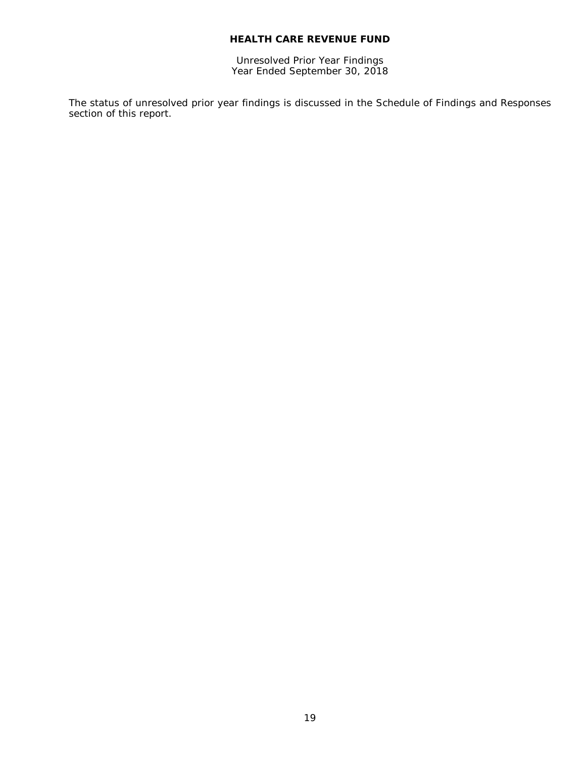# HEALTH CARE REVENUE FUND

Unresolved Prior Year Findings
Year Ended September 30, 2018

The status of unresolved prior year findings is discussed in the Schedule of Findings and Responses section of this report.